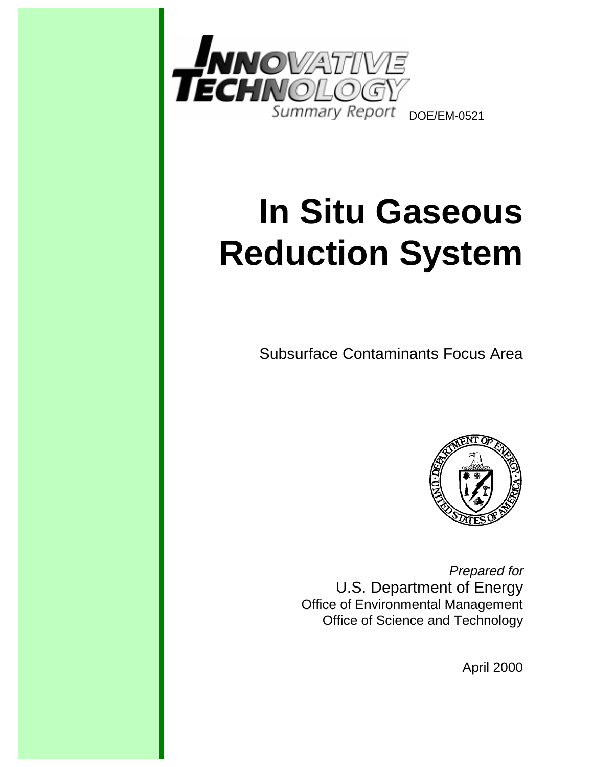**INNOVATIVE TECHNOLOGY**

Summary Report

DOE/EM-0521

# In Situ Gaseous Reduction System

Subsurface Contaminants Focus Area

*Prepared for*

U.S. Department of Energy

Office of Environmental Management

Office of Science and Technology

April 2000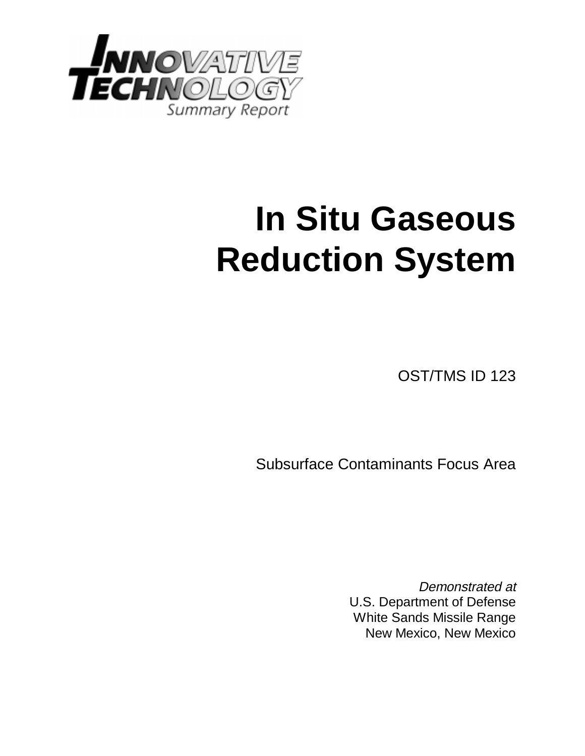**INNOVATIVE TECHNOLOGY**
Summary Report

# In Situ Gaseous Reduction System

OST/TMS ID 123

Subsurface Contaminants Focus Area

*Demonstrated at*
U.S. Department of Defense
White Sands Missile Range
New Mexico, New Mexico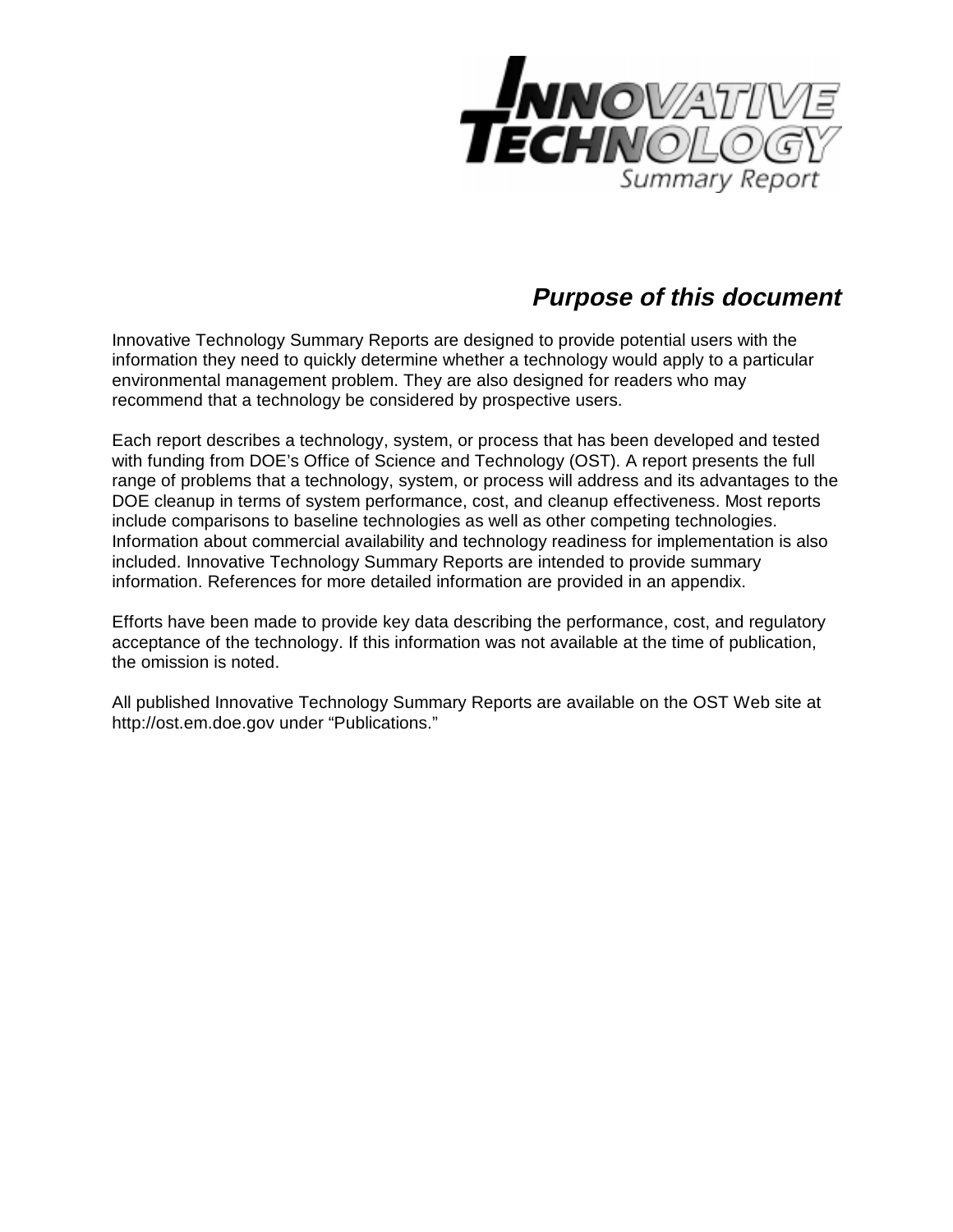# INNOVATIVE TECHNOLOGY

Summary Report

## *Purpose of this document*

Innovative Technology Summary Reports are designed to provide potential users with the information they need to quickly determine whether a technology would apply to a particular environmental management problem. They are also designed for readers who may recommend that a technology be considered by prospective users.

Each report describes a technology, system, or process that has been developed and tested with funding from DOE's Office of Science and Technology (OST). A report presents the full range of problems that a technology, system, or process will address and its advantages to the DOE cleanup in terms of system performance, cost, and cleanup effectiveness. Most reports include comparisons to baseline technologies as well as other competing technologies. Information about commercial availability and technology readiness for implementation is also included. Innovative Technology Summary Reports are intended to provide summary information. References for more detailed information are provided in an appendix.

Efforts have been made to provide key data describing the performance, cost, and regulatory acceptance of the technology. If this information was not available at the time of publication, the omission is noted.

All published Innovative Technology Summary Reports are available on the OST Web site at http://ost.em.doe.gov under "Publications."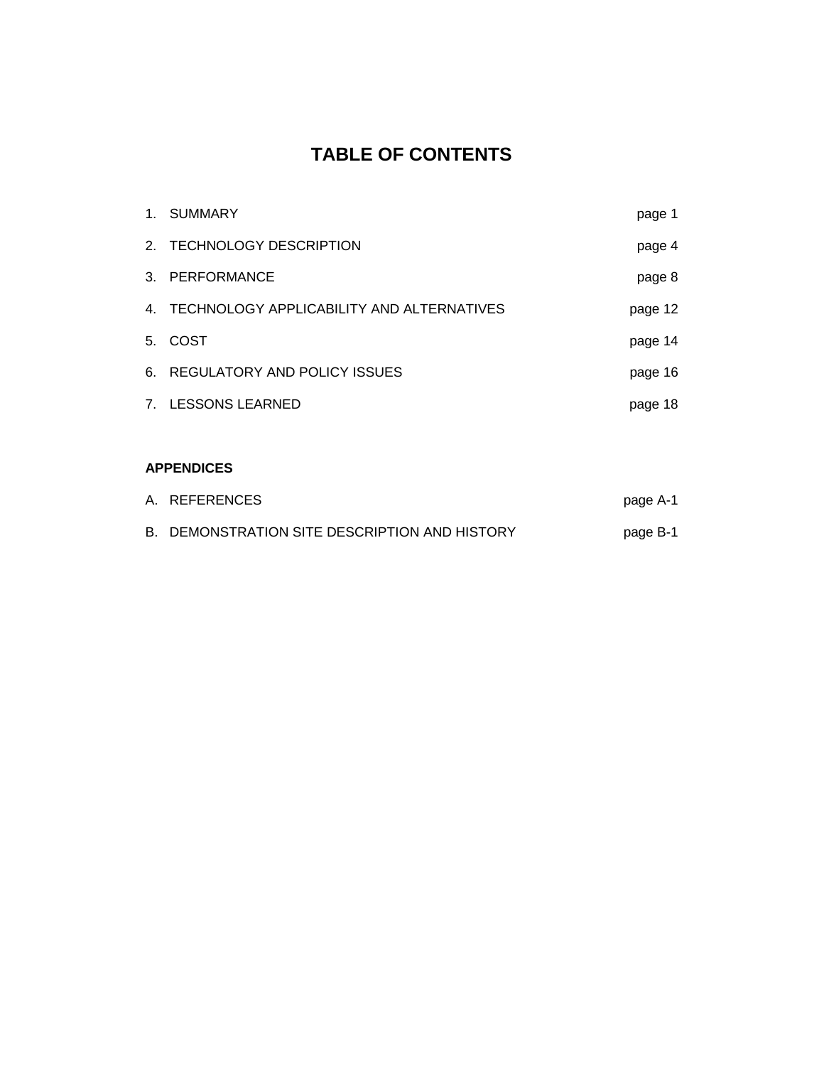# TABLE OF CONTENTS

| | | |
|---|---|---|
| 1. | SUMMARY | page 1 |
| 2. | TECHNOLOGY DESCRIPTION | page 4 |
| 3. | PERFORMANCE | page 8 |
| 4. | TECHNOLOGY APPLICABILITY AND ALTERNATIVES | page 12 |
| 5. | COST | page 14 |
| 6. | REGULATORY AND POLICY ISSUES | page 16 |
| 7. | LESSONS LEARNED | page 18 |

**APPENDICES**

| | | |
|---|---|---|
| A. | REFERENCES | page A-1 |
| B. | DEMONSTRATION SITE DESCRIPTION AND HISTORY | page B-1 |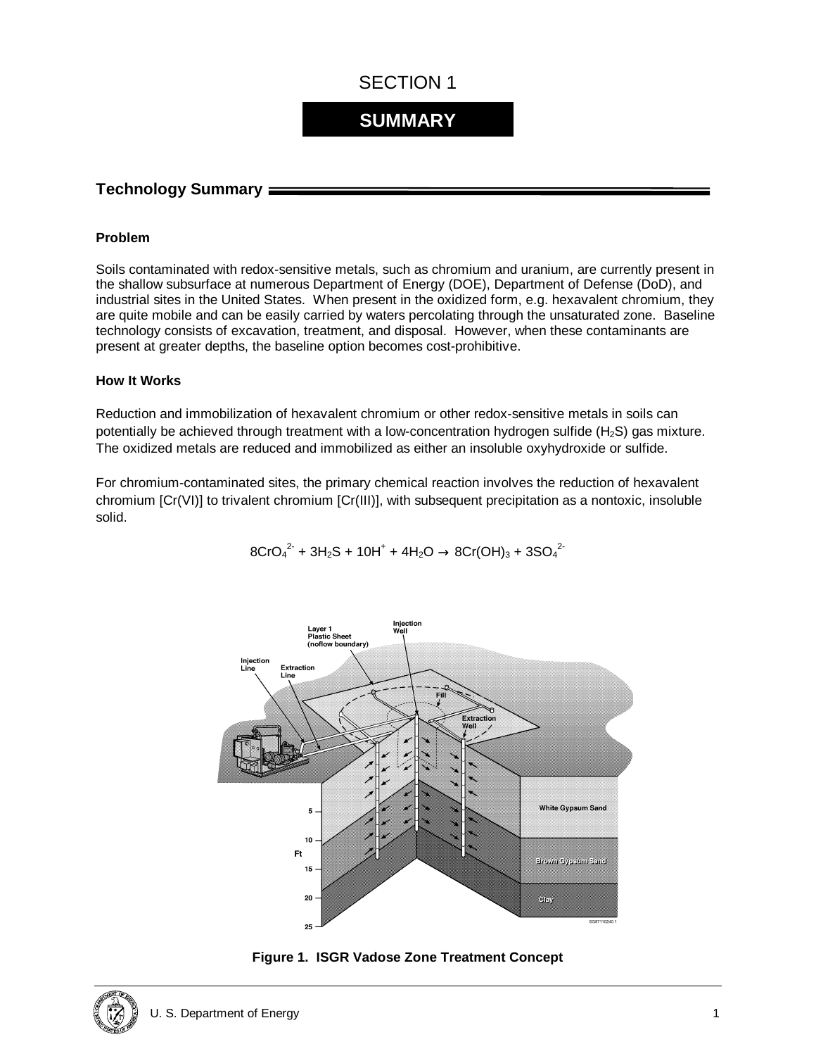# SECTION 1

# SUMMARY

## Technology Summary

### Problem

Soils contaminated with redox-sensitive metals, such as chromium and uranium, are currently present in the shallow subsurface at numerous Department of Energy (DOE), Department of Defense (DoD), and industrial sites in the United States. When present in the oxidized form, e.g. hexavalent chromium, they are quite mobile and can be easily carried by waters percolating through the unsaturated zone. Baseline technology consists of excavation, treatment, and disposal. However, when these contaminants are present at greater depths, the baseline option becomes cost-prohibitive.

### How It Works

Reduction and immobilization of hexavalent chromium or other redox-sensitive metals in soils can potentially be achieved through treatment with a low-concentration hydrogen sulfide ($H_2S$) gas mixture. The oxidized metals are reduced and immobilized as either an insoluble oxyhydroxide or sulfide.

For chromium-contaminated sites, the primary chemical reaction involves the reduction of hexavalent chromium [Cr(VI)] to trivalent chromium [Cr(III)], with subsequent precipitation as a nontoxic, insoluble solid.

$$8CrO_4^{2-} + 3H_2S + 10H^+ + 4H_2O \rightarrow 8Cr(OH)_3 + 3SO_4^{2-}$$

**Figure 1. ISGR Vadose Zone Treatment Concept**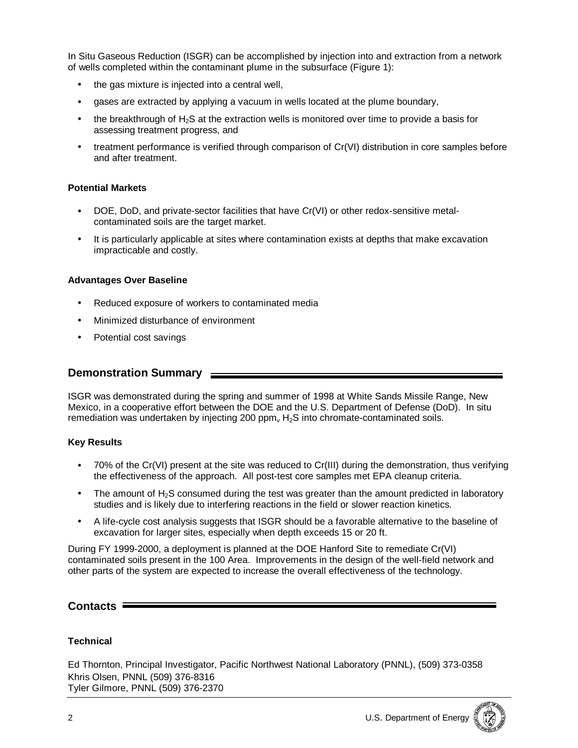In Situ Gaseous Reduction (ISGR) can be accomplished by injection into and extraction from a network of wells completed within the contaminant plume in the subsurface (Figure 1):

- the gas mixture is injected into a central well,
- gases are extracted by applying a vacuum in wells located at the plume boundary,
- the breakthrough of $H_2S$ at the extraction wells is monitored over time to provide a basis for assessing treatment progress, and
- treatment performance is verified through comparison of Cr(VI) distribution in core samples before and after treatment.

### Potential Markets

- DOE, DoD, and private-sector facilities that have Cr(VI) or other redox-sensitive metal-contaminated soils are the target market.
- It is particularly applicable at sites where contamination exists at depths that make excavation impracticable and costly.

### Advantages Over Baseline

- Reduced exposure of workers to contaminated media
- Minimized disturbance of environment
- Potential cost savings

## Demonstration Summary

ISGR was demonstrated during the spring and summer of 1998 at White Sands Missile Range, New Mexico, in a cooperative effort between the DOE and the U.S. Department of Defense (DoD). In situ remediation was undertaken by injecting 200 $ppm_v$ $H_2S$ into chromate-contaminated soils.

### Key Results

- 70% of the Cr(VI) present at the site was reduced to Cr(III) during the demonstration, thus verifying the effectiveness of the approach. All post-test core samples met EPA cleanup criteria.
- The amount of $H_2S$ consumed during the test was greater than the amount predicted in laboratory studies and is likely due to interfering reactions in the field or slower reaction kinetics.
- A life-cycle cost analysis suggests that ISGR should be a favorable alternative to the baseline of excavation for larger sites, especially when depth exceeds 15 or 20 ft.

During FY 1999-2000, a deployment is planned at the DOE Hanford Site to remediate Cr(VI) contaminated soils present in the 100 Area. Improvements in the design of the well-field network and other parts of the system are expected to increase the overall effectiveness of the technology.

## Contacts

### Technical

Ed Thornton, Principal Investigator, Pacific Northwest National Laboratory (PNNL), (509) 373-0358
Khris Olsen, PNNL (509) 376-8316
Tyler Gilmore, PNNL (509) 376-2370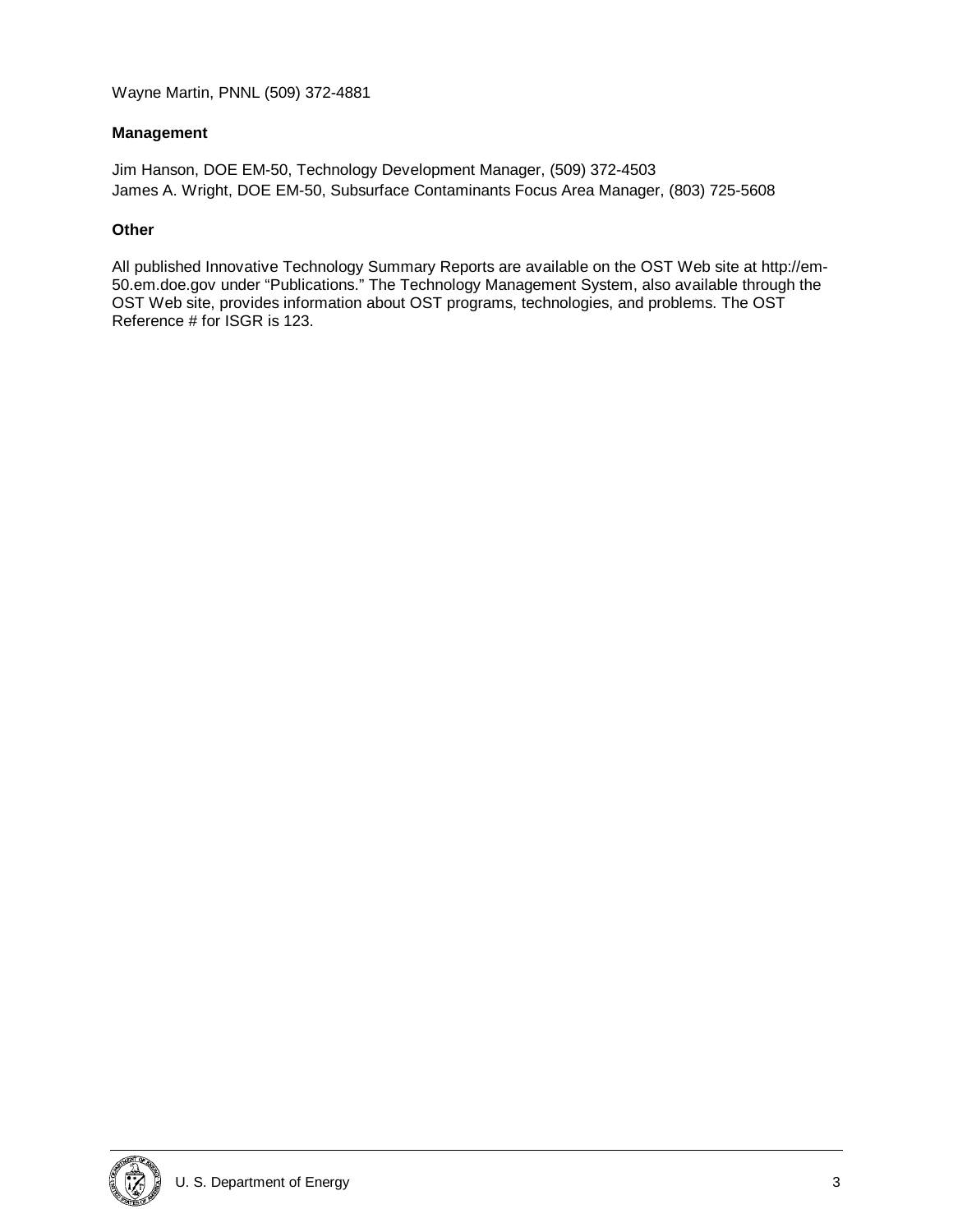Wayne Martin, PNNL (509) 372-4881

**Management**

Jim Hanson, DOE EM-50, Technology Development Manager, (509) 372-4503
James A. Wright, DOE EM-50, Subsurface Contaminants Focus Area Manager, (803) 725-5608

**Other**

All published Innovative Technology Summary Reports are available on the OST Web site at http://em-50.em.doe.gov under "Publications." The Technology Management System, also available through the OST Web site, provides information about OST programs, technologies, and problems. The OST Reference # for ISGR is 123.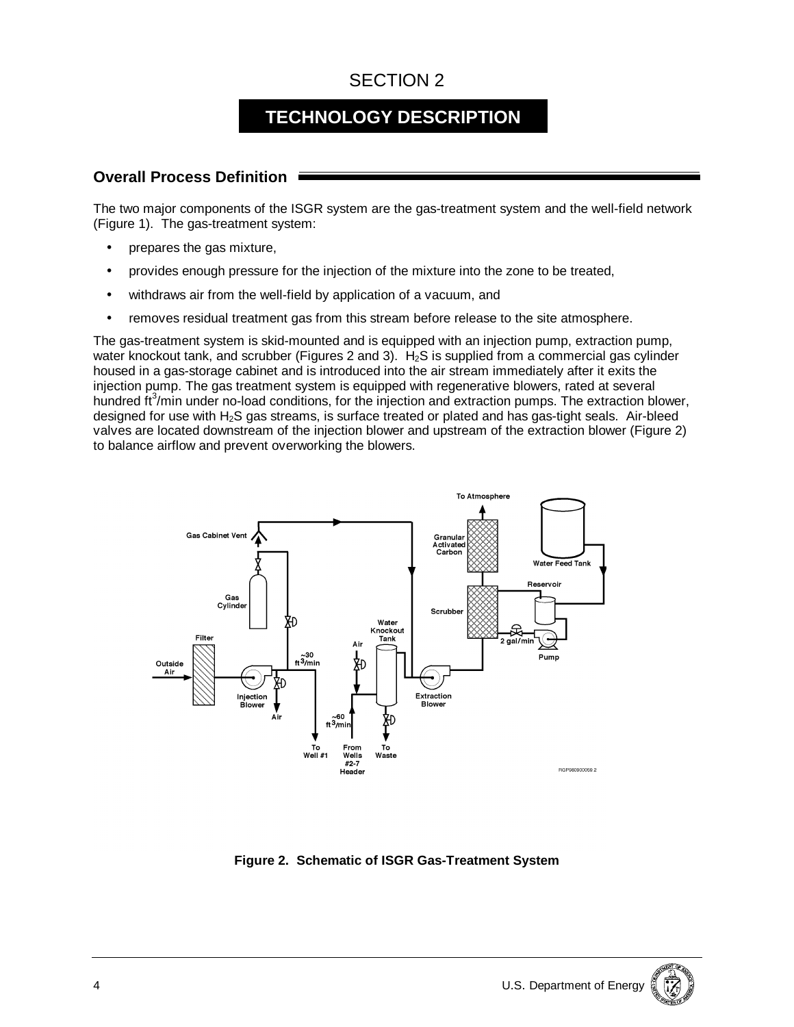# SECTION 2

## TECHNOLOGY DESCRIPTION

### Overall Process Definition

The two major components of the ISGR system are the gas-treatment system and the well-field network (Figure 1). The gas-treatment system:

- prepares the gas mixture,
- provides enough pressure for the injection of the mixture into the zone to be treated,
- withdraws air from the well-field by application of a vacuum, and
- removes residual treatment gas from this stream before release to the site atmosphere.

The gas-treatment system is skid-mounted and is equipped with an injection pump, extraction pump, water knockout tank, and scrubber (Figures 2 and 3). $H_2S$ is supplied from a commercial gas cylinder housed in a gas-storage cabinet and is introduced into the air stream immediately after it exits the injection pump. The gas treatment system is equipped with regenerative blowers, rated at several hundred $ft^3$/min under no-load conditions, for the injection and extraction pumps. The extraction blower, designed for use with $H_2S$ gas streams, is surface treated or plated and has gas-tight seals. Air-bleed valves are located downstream of the injection blower and upstream of the extraction blower (Figure 2) to balance airflow and prevent overworking the blowers.

**Figure 2. Schematic of ISGR Gas-Treatment System**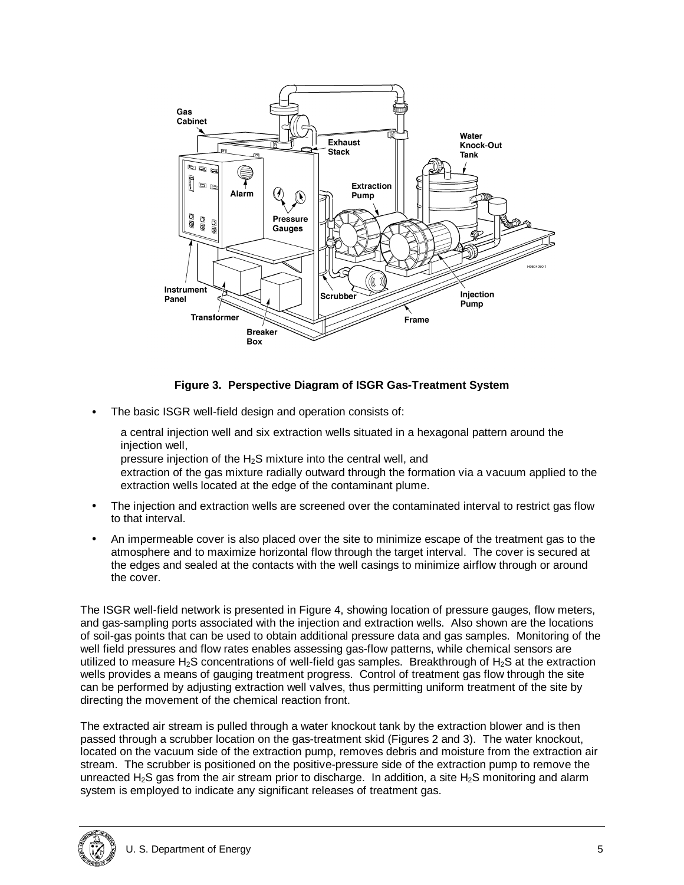**Figure 3. Perspective Diagram of ISGR Gas-Treatment System**

- The basic ISGR well-field design and operation consists of:

  a central injection well and six extraction wells situated in a hexagonal pattern around the injection well,
  pressure injection of the $H_2S$ mixture into the central well, and
  extraction of the gas mixture radially outward through the formation via a vacuum applied to the extraction wells located at the edge of the contaminant plume.

- The injection and extraction wells are screened over the contaminated interval to restrict gas flow to that interval.
- An impermeable cover is also placed over the site to minimize escape of the treatment gas to the atmosphere and to maximize horizontal flow through the target interval. The cover is secured at the edges and sealed at the contacts with the well casings to minimize airflow through or around the cover.

The ISGR well-field network is presented in Figure 4, showing location of pressure gauges, flow meters, and gas-sampling ports associated with the injection and extraction wells. Also shown are the locations of soil-gas points that can be used to obtain additional pressure data and gas samples. Monitoring of the well field pressures and flow rates enables assessing gas-flow patterns, while chemical sensors are utilized to measure $H_2S$ concentrations of well-field gas samples. Breakthrough of $H_2S$ at the extraction wells provides a means of gauging treatment progress. Control of treatment gas flow through the site can be performed by adjusting extraction well valves, thus permitting uniform treatment of the site by directing the movement of the chemical reaction front.

The extracted air stream is pulled through a water knockout tank by the extraction blower and is then passed through a scrubber location on the gas-treatment skid (Figures 2 and 3). The water knockout, located on the vacuum side of the extraction pump, removes debris and moisture from the extraction air stream. The scrubber is positioned on the positive-pressure side of the extraction pump to remove the unreacted $H_2S$ gas from the air stream prior to discharge. In addition, a site $H_2S$ monitoring and alarm system is employed to indicate any significant releases of treatment gas.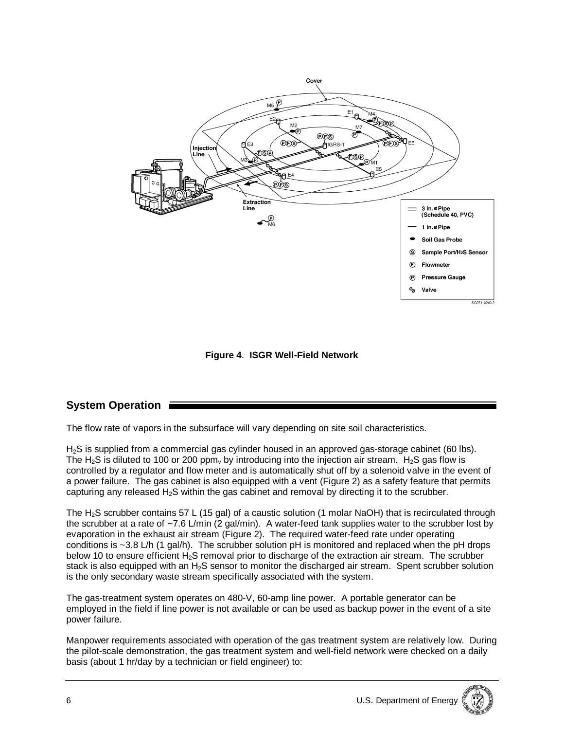**Figure 4. ISGR Well-Field Network**

## System Operation

The flow rate of vapors in the subsurface will vary depending on site soil characteristics.

$H_2S$ is supplied from a commercial gas cylinder housed in an approved gas-storage cabinet (60 lbs). The $H_2S$ is diluted to 100 or 200 ppm$_v$ by introducing into the injection air stream. $H_2S$ gas flow is controlled by a regulator and flow meter and is automatically shut off by a solenoid valve in the event of a power failure. The gas cabinet is also equipped with a vent (Figure 2) as a safety feature that permits capturing any released $H_2S$ within the gas cabinet and removal by directing it to the scrubber.

The $H_2S$ scrubber contains 57 L (15 gal) of a caustic solution (1 molar NaOH) that is recirculated through the scrubber at a rate of ~7.6 L/min (2 gal/min). A water-feed tank supplies water to the scrubber lost by evaporation in the exhaust air stream (Figure 2). The required water-feed rate under operating conditions is ~3.8 L/h (1 gal/h). The scrubber solution pH is monitored and replaced when the pH drops below 10 to ensure efficient $H_2S$ removal prior to discharge of the extraction air stream. The scrubber stack is also equipped with an $H_2S$ sensor to monitor the discharged air stream. Spent scrubber solution is the only secondary waste stream specifically associated with the system.

The gas-treatment system operates on 480-V, 60-amp line power. A portable generator can be employed in the field if line power is not available or can be used as backup power in the event of a site power failure.

Manpower requirements associated with operation of the gas treatment system are relatively low. During the pilot-scale demonstration, the gas treatment system and well-field network were checked on a daily basis (about 1 hr/day by a technician or field engineer) to: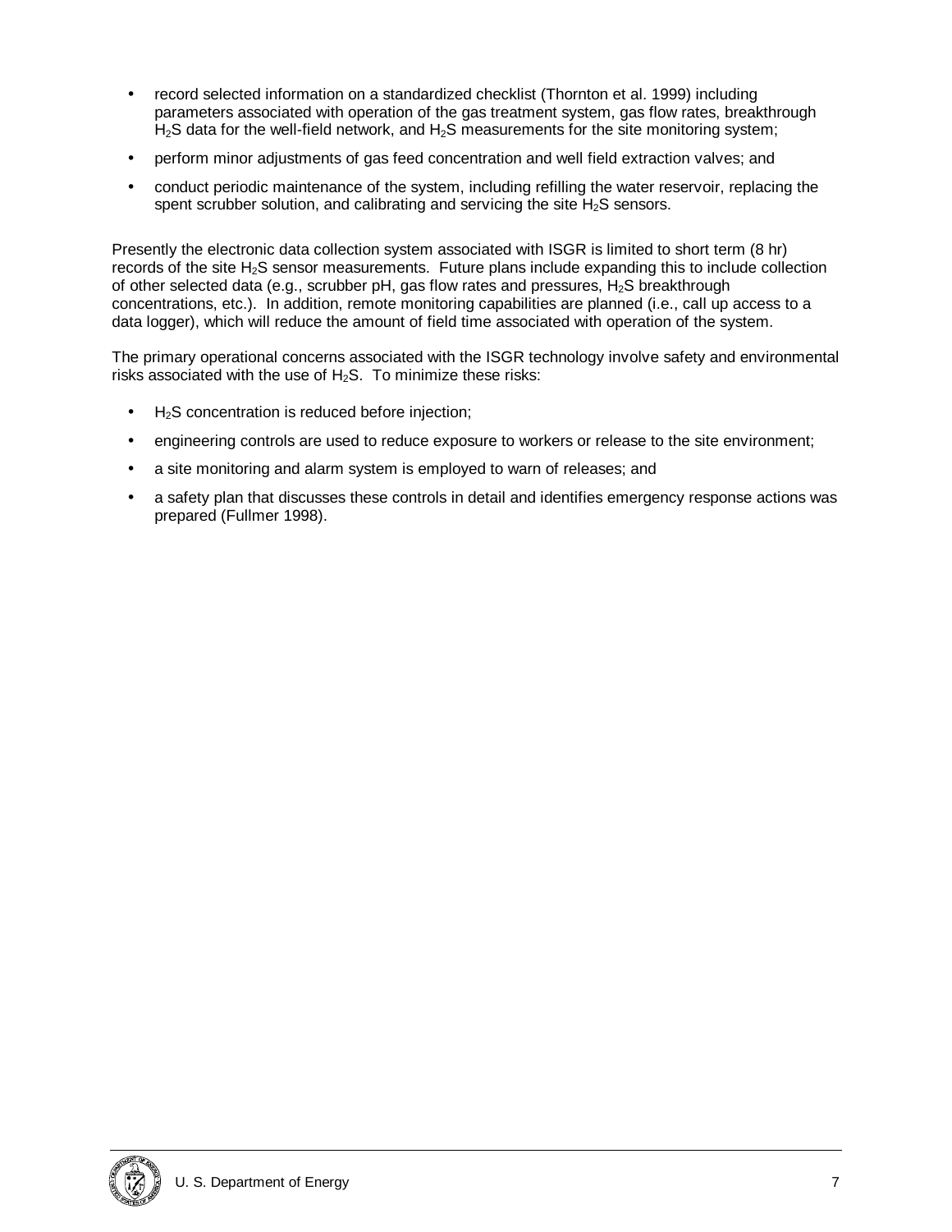- record selected information on a standardized checklist (Thornton et al. 1999) including parameters associated with operation of the gas treatment system, gas flow rates, breakthrough $H_2S$ data for the well-field network, and $H_2S$ measurements for the site monitoring system;
- perform minor adjustments of gas feed concentration and well field extraction valves; and
- conduct periodic maintenance of the system, including refilling the water reservoir, replacing the spent scrubber solution, and calibrating and servicing the site $H_2S$ sensors.

Presently the electronic data collection system associated with ISGR is limited to short term (8 hr) records of the site $H_2S$ sensor measurements. Future plans include expanding this to include collection of other selected data (e.g., scrubber pH, gas flow rates and pressures, $H_2S$ breakthrough concentrations, etc.). In addition, remote monitoring capabilities are planned (i.e., call up access to a data logger), which will reduce the amount of field time associated with operation of the system.

The primary operational concerns associated with the ISGR technology involve safety and environmental risks associated with the use of $H_2S$. To minimize these risks:

- $H_2S$ concentration is reduced before injection;
- engineering controls are used to reduce exposure to workers or release to the site environment;
- a site monitoring and alarm system is employed to warn of releases; and
- a safety plan that discusses these controls in detail and identifies emergency response actions was prepared (Fullmer 1998).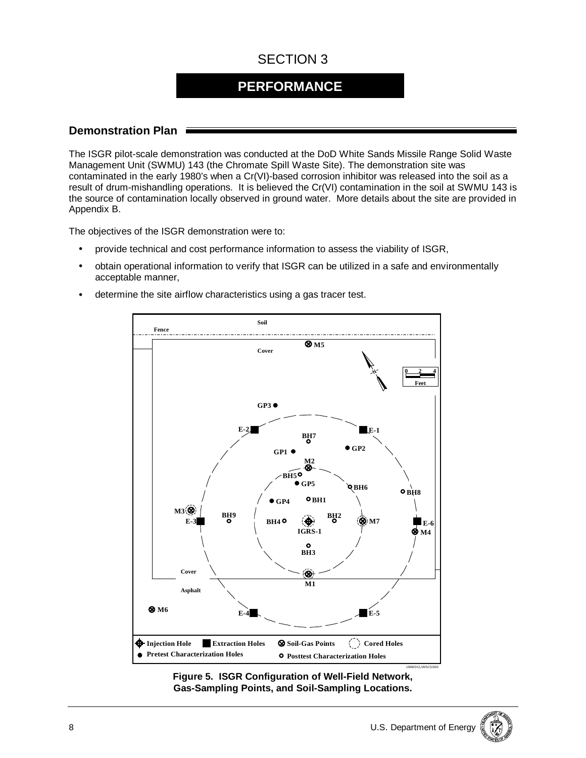# SECTION 3

## PERFORMANCE

### Demonstration Plan

The ISGR pilot-scale demonstration was conducted at the DoD White Sands Missile Range Solid Waste Management Unit (SWMU) 143 (the Chromate Spill Waste Site). The demonstration site was contaminated in the early 1980's when a Cr(VI)-based corrosion inhibitor was released into the soil as a result of drum-mishandling operations. It is believed the Cr(VI) contamination in the soil at SWMU 143 is the source of contamination locally observed in ground water. More details about the site are provided in Appendix B.

The objectives of the ISGR demonstration were to:

- provide technical and cost performance information to assess the viability of ISGR,
- obtain operational information to verify that ISGR can be utilized in a safe and environmentally acceptable manner,
- determine the site airflow characteristics using a gas tracer test.

**Figure 5. ISGR Configuration of Well-Field Network, Gas-Sampling Points, and Soil-Sampling Locations.**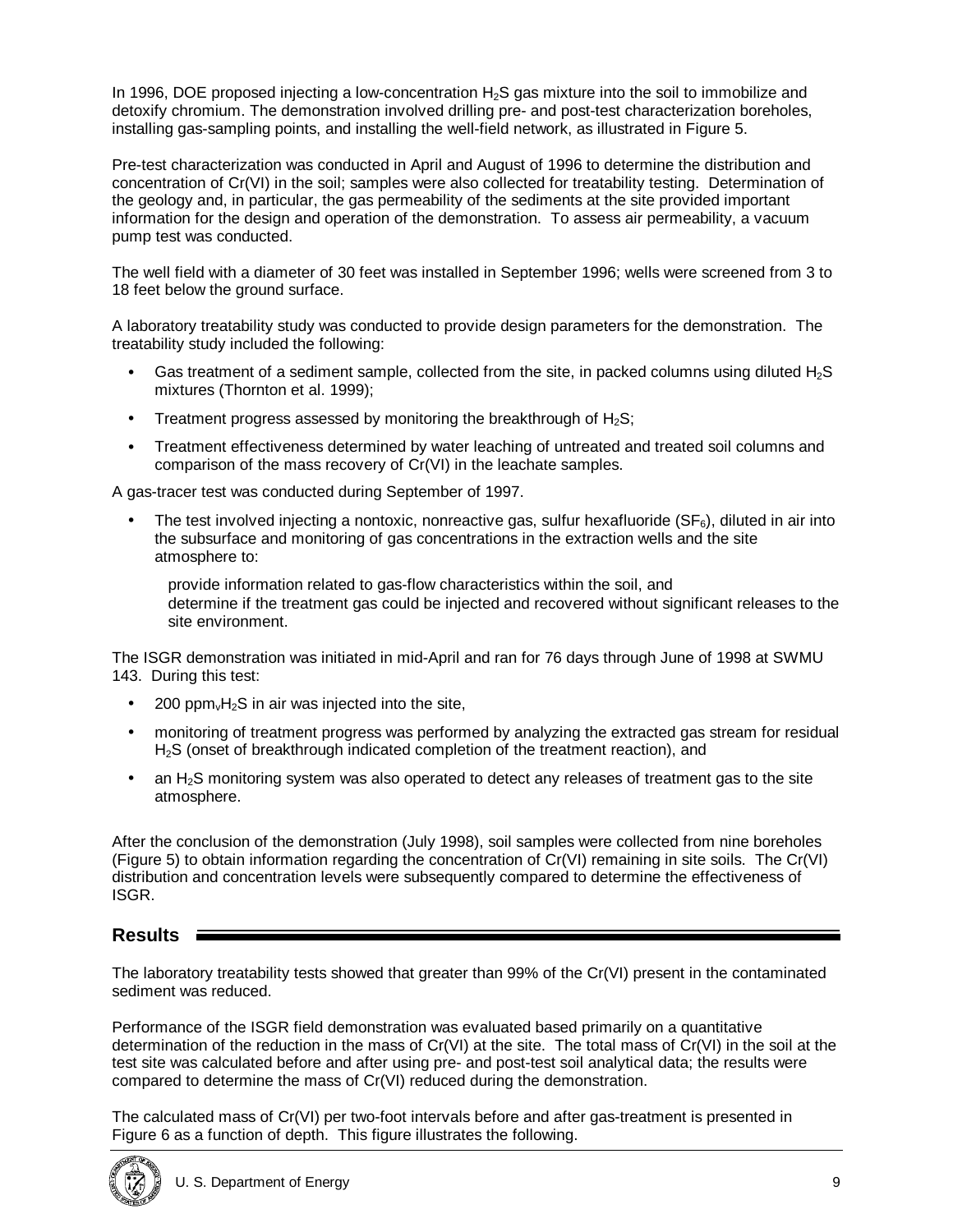In 1996, DOE proposed injecting a low-concentration $H_2S$ gas mixture into the soil to immobilize and detoxify chromium. The demonstration involved drilling pre- and post-test characterization boreholes, installing gas-sampling points, and installing the well-field network, as illustrated in Figure 5.

Pre-test characterization was conducted in April and August of 1996 to determine the distribution and concentration of Cr(VI) in the soil; samples were also collected for treatability testing. Determination of the geology and, in particular, the gas permeability of the sediments at the site provided important information for the design and operation of the demonstration. To assess air permeability, a vacuum pump test was conducted.

The well field with a diameter of 30 feet was installed in September 1996; wells were screened from 3 to 18 feet below the ground surface.

A laboratory treatability study was conducted to provide design parameters for the demonstration. The treatability study included the following:

- Gas treatment of a sediment sample, collected from the site, in packed columns using diluted $H_2S$ mixtures (Thornton et al. 1999);
- Treatment progress assessed by monitoring the breakthrough of $H_2S$;
- Treatment effectiveness determined by water leaching of untreated and treated soil columns and comparison of the mass recovery of Cr(VI) in the leachate samples.

A gas-tracer test was conducted during September of 1997.

- The test involved injecting a nontoxic, nonreactive gas, sulfur hexafluoride ($SF_6$), diluted in air into the subsurface and monitoring of gas concentrations in the extraction wells and the site atmosphere to:

  provide information related to gas-flow characteristics within the soil, and
  determine if the treatment gas could be injected and recovered without significant releases to the site environment.

The ISGR demonstration was initiated in mid-April and ran for 76 days through June of 1998 at SWMU 143. During this test:

- 200 $ppm_v H_2S$ in air was injected into the site,
- monitoring of treatment progress was performed by analyzing the extracted gas stream for residual $H_2S$ (onset of breakthrough indicated completion of the treatment reaction), and
- an $H_2S$ monitoring system was also operated to detect any releases of treatment gas to the site atmosphere.

After the conclusion of the demonstration (July 1998), soil samples were collected from nine boreholes (Figure 5) to obtain information regarding the concentration of Cr(VI) remaining in site soils. The Cr(VI) distribution and concentration levels were subsequently compared to determine the effectiveness of ISGR.

## Results

The laboratory treatability tests showed that greater than 99% of the Cr(VI) present in the contaminated sediment was reduced.

Performance of the ISGR field demonstration was evaluated based primarily on a quantitative determination of the reduction in the mass of Cr(VI) at the site. The total mass of Cr(VI) in the soil at the test site was calculated before and after using pre- and post-test soil analytical data; the results were compared to determine the mass of Cr(VI) reduced during the demonstration.

The calculated mass of Cr(VI) per two-foot intervals before and after gas-treatment is presented in Figure 6 as a function of depth. This figure illustrates the following.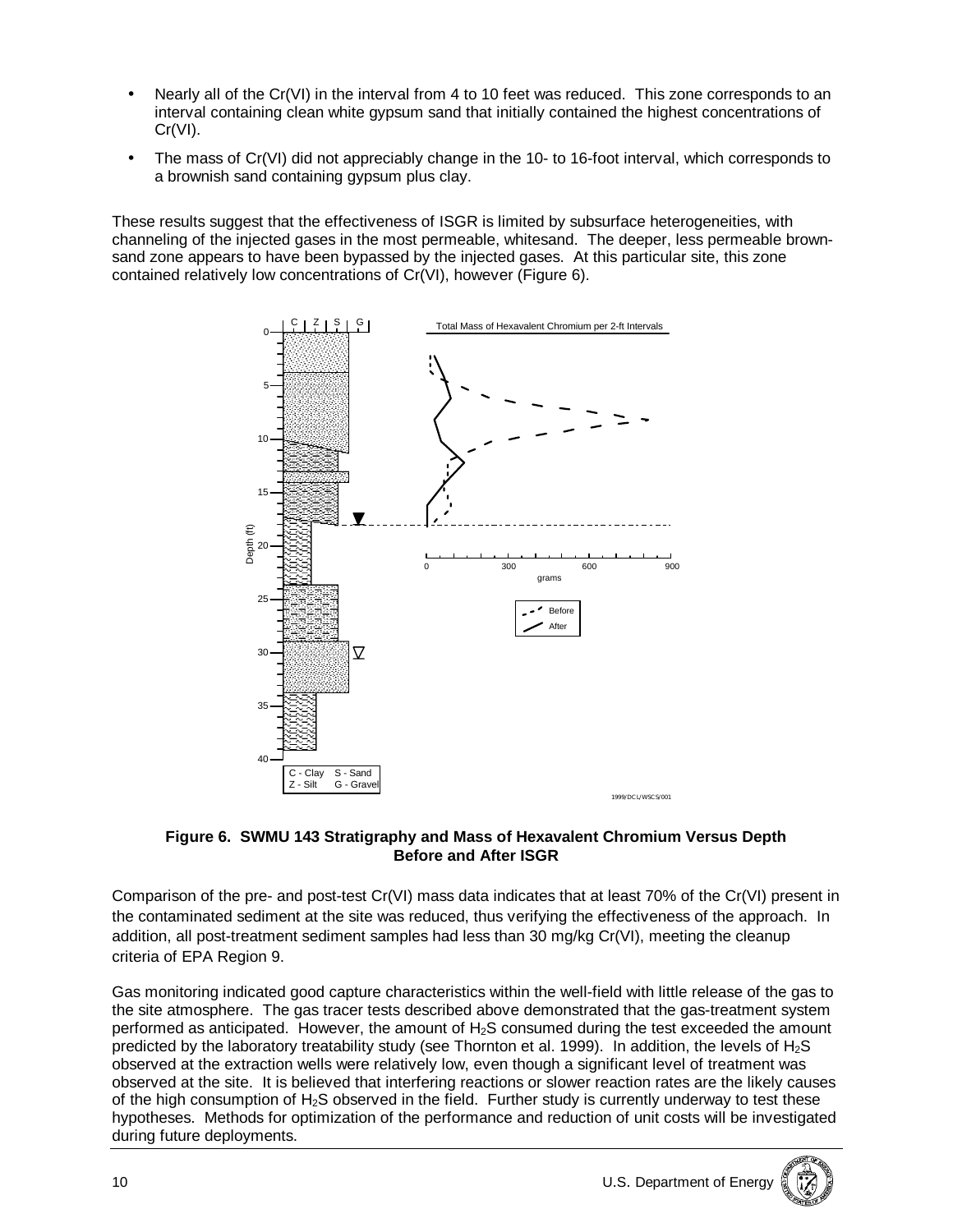- Nearly all of the Cr(VI) in the interval from 4 to 10 feet was reduced. This zone corresponds to an interval containing clean white gypsum sand that initially contained the highest concentrations of Cr(VI).
- The mass of Cr(VI) did not appreciably change in the 10- to 16-foot interval, which corresponds to a brownish sand containing gypsum plus clay.

These results suggest that the effectiveness of ISGR is limited by subsurface heterogeneities, with channeling of the injected gases in the most permeable, whitesand. The deeper, less permeable brown-sand zone appears to have been bypassed by the injected gases. At this particular site, this zone contained relatively low concentrations of Cr(VI), however (Figure 6).

**Figure 6. SWMU 143 Stratigraphy and Mass of Hexavalent Chromium Versus Depth Before and After ISGR**

Comparison of the pre- and post-test Cr(VI) mass data indicates that at least 70% of the Cr(VI) present in the contaminated sediment at the site was reduced, thus verifying the effectiveness of the approach. In addition, all post-treatment sediment samples had less than 30 mg/kg Cr(VI), meeting the cleanup criteria of EPA Region 9.

Gas monitoring indicated good capture characteristics within the well-field with little release of the gas to the site atmosphere. The gas tracer tests described above demonstrated that the gas-treatment system performed as anticipated. However, the amount of $H_2S$ consumed during the test exceeded the amount predicted by the laboratory treatability study (see Thornton et al. 1999). In addition, the levels of $H_2S$ observed at the extraction wells were relatively low, even though a significant level of treatment was observed at the site. It is believed that interfering reactions or slower reaction rates are the likely causes of the high consumption of $H_2S$ observed in the field. Further study is currently underway to test these hypotheses. Methods for optimization of the performance and reduction of unit costs will be investigated during future deployments.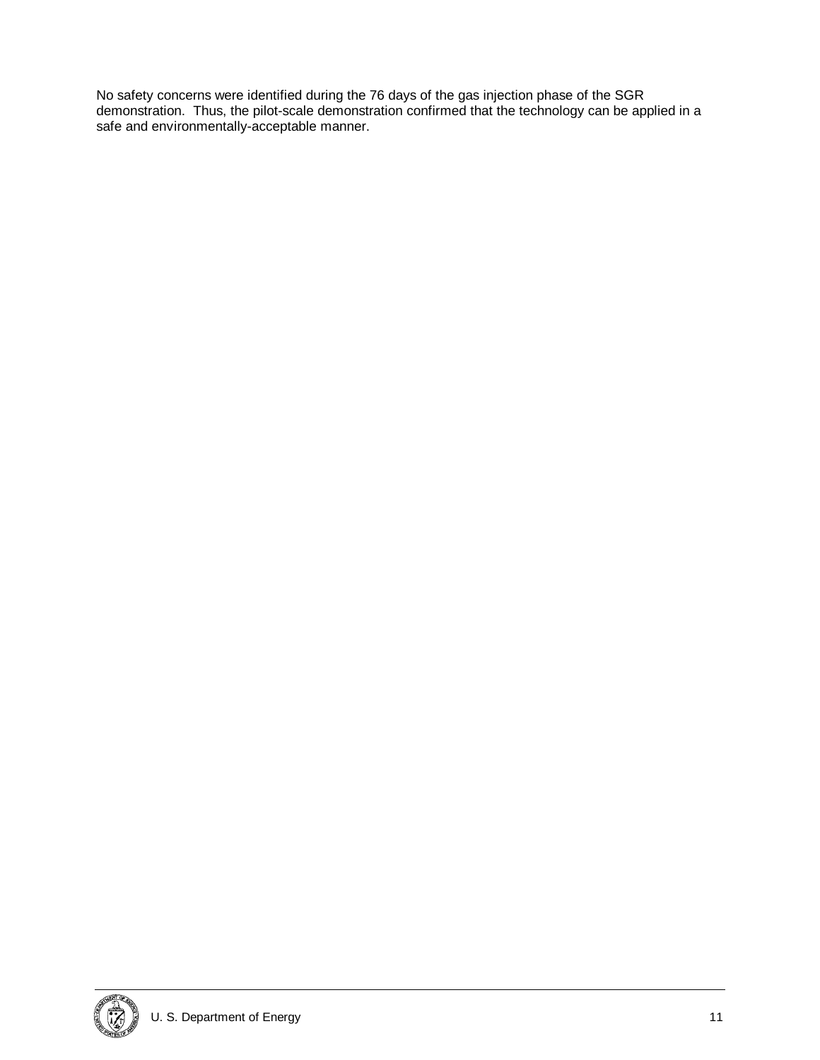No safety concerns were identified during the 76 days of the gas injection phase of the SGR demonstration. Thus, the pilot-scale demonstration confirmed that the technology can be applied in a safe and environmentally-acceptable manner.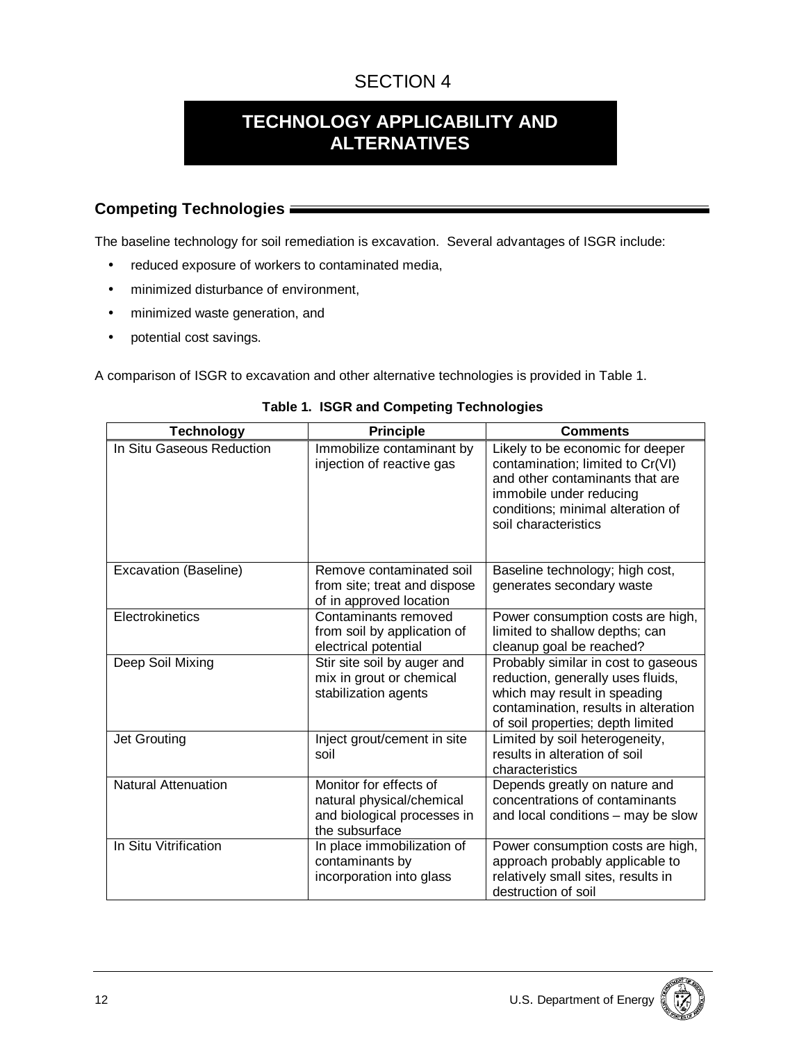# SECTION 4

# TECHNOLOGY APPLICABILITY AND ALTERNATIVES

## Competing Technologies

The baseline technology for soil remediation is excavation. Several advantages of ISGR include:

- reduced exposure of workers to contaminated media,
- minimized disturbance of environment,
- minimized waste generation, and
- potential cost savings.

A comparison of ISGR to excavation and other alternative technologies is provided in Table 1.

**Table 1. ISGR and Competing Technologies**

| Technology | Principle | Comments |
|---|---|---|
| In Situ Gaseous Reduction | Immobilize contaminant by injection of reactive gas | Likely to be economic for deeper contamination; limited to Cr(VI) and other contaminants that are immobile under reducing conditions; minimal alteration of soil characteristics |
| Excavation (Baseline) | Remove contaminated soil from site; treat and dispose of in approved location | Baseline technology; high cost, generates secondary waste |
| Electrokinetics | Contaminants removed from soil by application of electrical potential | Power consumption costs are high, limited to shallow depths; can cleanup goal be reached? |
| Deep Soil Mixing | Stir site soil by auger and mix in grout or chemical stabilization agents | Probably similar in cost to gaseous reduction, generally uses fluids, which may result in speading contamination, results in alteration of soil properties; depth limited |
| Jet Grouting | Inject grout/cement in site soil | Limited by soil heterogeneity, results in alteration of soil characteristics |
| Natural Attenuation | Monitor for effects of natural physical/chemical and biological processes in the subsurface | Depends greatly on nature and concentrations of contaminants and local conditions – may be slow |
| In Situ Vitrification | In place immobilization of contaminants by incorporation into glass | Power consumption costs are high, approach probably applicable to relatively small sites, results in destruction of soil |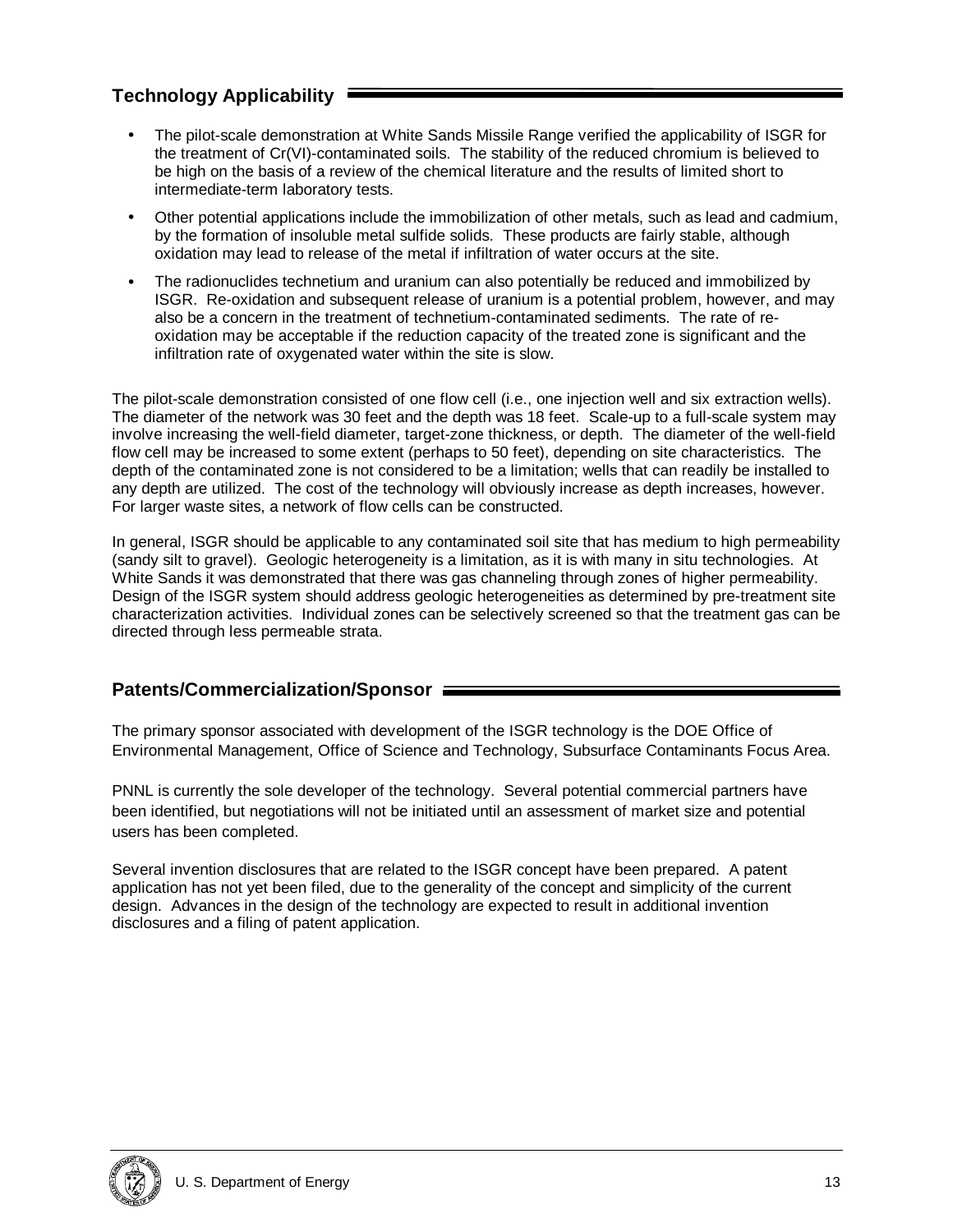## Technology Applicability

- The pilot-scale demonstration at White Sands Missile Range verified the applicability of ISGR for the treatment of Cr(VI)-contaminated soils. The stability of the reduced chromium is believed to be high on the basis of a review of the chemical literature and the results of limited short to intermediate-term laboratory tests.
- Other potential applications include the immobilization of other metals, such as lead and cadmium, by the formation of insoluble metal sulfide solids. These products are fairly stable, although oxidation may lead to release of the metal if infiltration of water occurs at the site.
- The radionuclides technetium and uranium can also potentially be reduced and immobilized by ISGR. Re-oxidation and subsequent release of uranium is a potential problem, however, and may also be a concern in the treatment of technetium-contaminated sediments. The rate of re-oxidation may be acceptable if the reduction capacity of the treated zone is significant and the infiltration rate of oxygenated water within the site is slow.

The pilot-scale demonstration consisted of one flow cell (i.e., one injection well and six extraction wells). The diameter of the network was 30 feet and the depth was 18 feet. Scale-up to a full-scale system may involve increasing the well-field diameter, target-zone thickness, or depth. The diameter of the well-field flow cell may be increased to some extent (perhaps to 50 feet), depending on site characteristics. The depth of the contaminated zone is not considered to be a limitation; wells that can readily be installed to any depth are utilized. The cost of the technology will obviously increase as depth increases, however. For larger waste sites, a network of flow cells can be constructed.

In general, ISGR should be applicable to any contaminated soil site that has medium to high permeability (sandy silt to gravel). Geologic heterogeneity is a limitation, as it is with many in situ technologies. At White Sands it was demonstrated that there was gas channeling through zones of higher permeability. Design of the ISGR system should address geologic heterogeneities as determined by pre-treatment site characterization activities. Individual zones can be selectively screened so that the treatment gas can be directed through less permeable strata.

## Patents/Commercialization/Sponsor

The primary sponsor associated with development of the ISGR technology is the DOE Office of Environmental Management, Office of Science and Technology, Subsurface Contaminants Focus Area.

PNNL is currently the sole developer of the technology. Several potential commercial partners have been identified, but negotiations will not be initiated until an assessment of market size and potential users has been completed.

Several invention disclosures that are related to the ISGR concept have been prepared. A patent application has not yet been filed, due to the generality of the concept and simplicity of the current design. Advances in the design of the technology are expected to result in additional invention disclosures and a filing of patent application.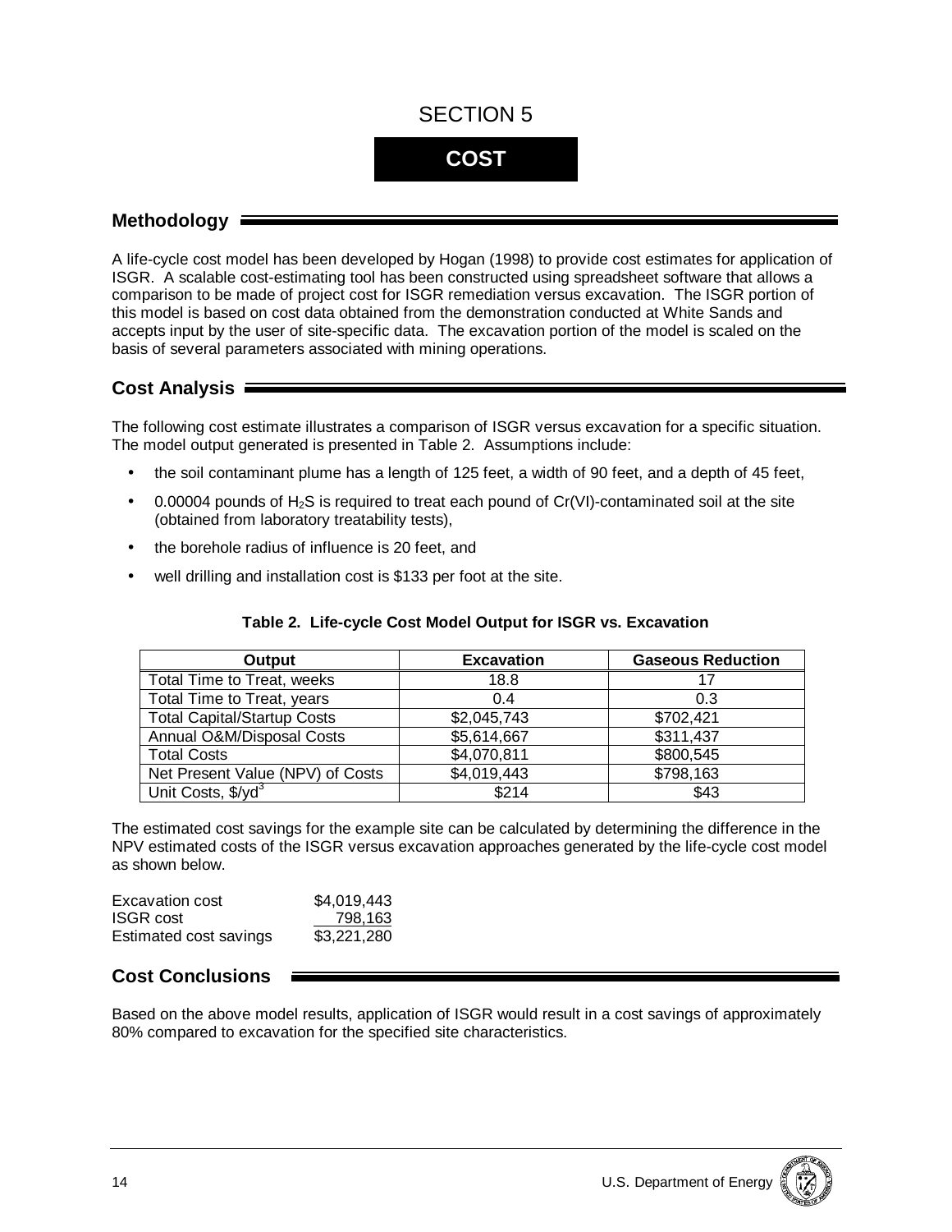# SECTION 5

# COST

## Methodology

A life-cycle cost model has been developed by Hogan (1998) to provide cost estimates for application of ISGR. A scalable cost-estimating tool has been constructed using spreadsheet software that allows a comparison to be made of project cost for ISGR remediation versus excavation. The ISGR portion of this model is based on cost data obtained from the demonstration conducted at White Sands and accepts input by the user of site-specific data. The excavation portion of the model is scaled on the basis of several parameters associated with mining operations.

## Cost Analysis

The following cost estimate illustrates a comparison of ISGR versus excavation for a specific situation. The model output generated is presented in Table 2. Assumptions include:

- the soil contaminant plume has a length of 125 feet, a width of 90 feet, and a depth of 45 feet,
- 0.00004 pounds of $H_2S$ is required to treat each pound of Cr(VI)-contaminated soil at the site (obtained from laboratory treatability tests),
- the borehole radius of influence is 20 feet, and
- well drilling and installation cost is $133 per foot at the site.

**Table 2. Life-cycle Cost Model Output for ISGR vs. Excavation**

| Output | Excavation | Gaseous Reduction |
|---|---|---|
| Total Time to Treat, weeks | 18.8 | 17 |
| Total Time to Treat, years | 0.4 | 0.3 |
| Total Capital/Startup Costs | $2,045,743 | $702,421 |
| Annual O&M/Disposal Costs | $5,614,667 | $311,437 |
| Total Costs | $4,070,811 | $800,545 |
| Net Present Value (NPV) of Costs | $4,019,443 | $798,163 |
| Unit Costs, $/yd$^3$ | $214 | $43 |

The estimated cost savings for the example site can be calculated by determining the difference in the NPV estimated costs of the ISGR versus excavation approaches generated by the life-cycle cost model as shown below.

| | |
|---|---|
| Excavation cost | $4,019,443 |
| ISGR cost | 798,163 |
| Estimated cost savings | $3,221,280 |

## Cost Conclusions

Based on the above model results, application of ISGR would result in a cost savings of approximately 80% compared to excavation for the specified site characteristics.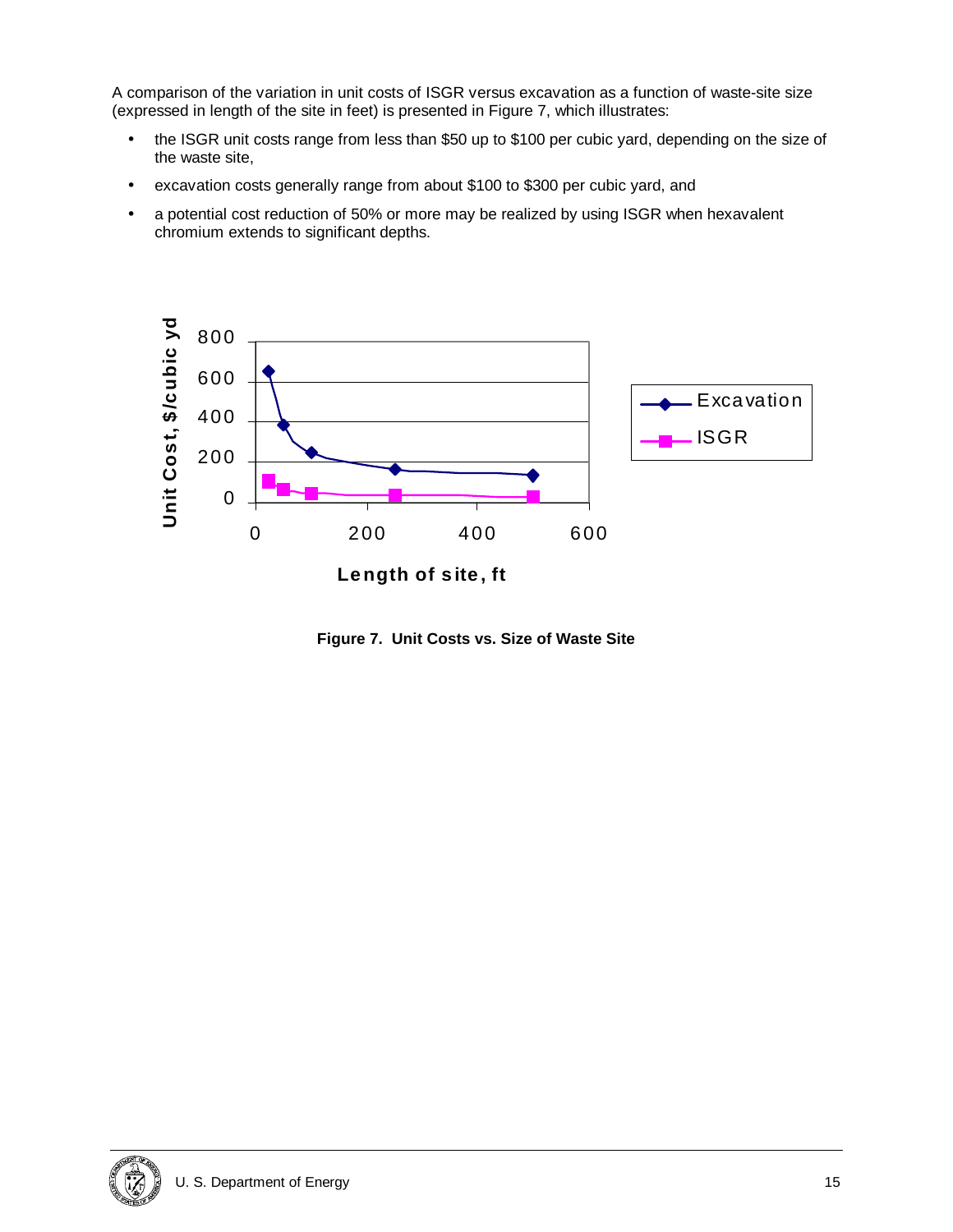A comparison of the variation in unit costs of ISGR versus excavation as a function of waste-site size (expressed in length of the site in feet) is presented in Figure 7, which illustrates:

- the ISGR unit costs range from less than \$50 up to \$100 per cubic yard, depending on the size of the waste site,
- excavation costs generally range from about \$100 to \$300 per cubic yard, and
- a potential cost reduction of 50% or more may be realized by using ISGR when hexavalent chromium extends to significant depths.

**Figure 7. Unit Costs vs. Size of Waste Site**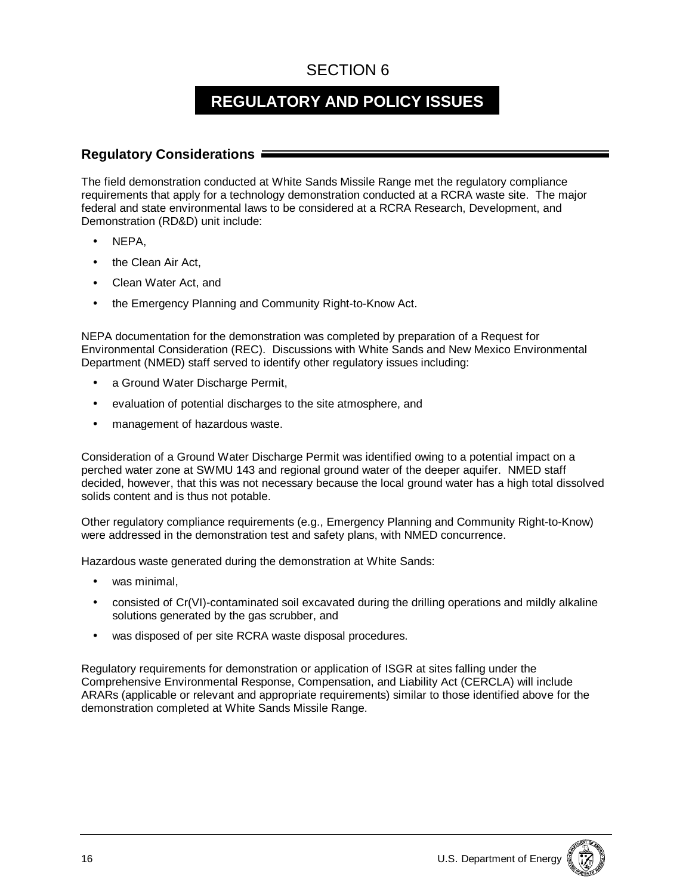# SECTION 6

# REGULATORY AND POLICY ISSUES

## Regulatory Considerations

The field demonstration conducted at White Sands Missile Range met the regulatory compliance requirements that apply for a technology demonstration conducted at a RCRA waste site. The major federal and state environmental laws to be considered at a RCRA Research, Development, and Demonstration (RD&D) unit include:

- NEPA,
- the Clean Air Act,
- Clean Water Act, and
- the Emergency Planning and Community Right-to-Know Act.

NEPA documentation for the demonstration was completed by preparation of a Request for Environmental Consideration (REC). Discussions with White Sands and New Mexico Environmental Department (NMED) staff served to identify other regulatory issues including:

- a Ground Water Discharge Permit,
- evaluation of potential discharges to the site atmosphere, and
- management of hazardous waste.

Consideration of a Ground Water Discharge Permit was identified owing to a potential impact on a perched water zone at SWMU 143 and regional ground water of the deeper aquifer. NMED staff decided, however, that this was not necessary because the local ground water has a high total dissolved solids content and is thus not potable.

Other regulatory compliance requirements (e.g., Emergency Planning and Community Right-to-Know) were addressed in the demonstration test and safety plans, with NMED concurrence.

Hazardous waste generated during the demonstration at White Sands:

- was minimal,
- consisted of Cr(VI)-contaminated soil excavated during the drilling operations and mildly alkaline solutions generated by the gas scrubber, and
- was disposed of per site RCRA waste disposal procedures.

Regulatory requirements for demonstration or application of ISGR at sites falling under the Comprehensive Environmental Response, Compensation, and Liability Act (CERCLA) will include ARARs (applicable or relevant and appropriate requirements) similar to those identified above for the demonstration completed at White Sands Missile Range.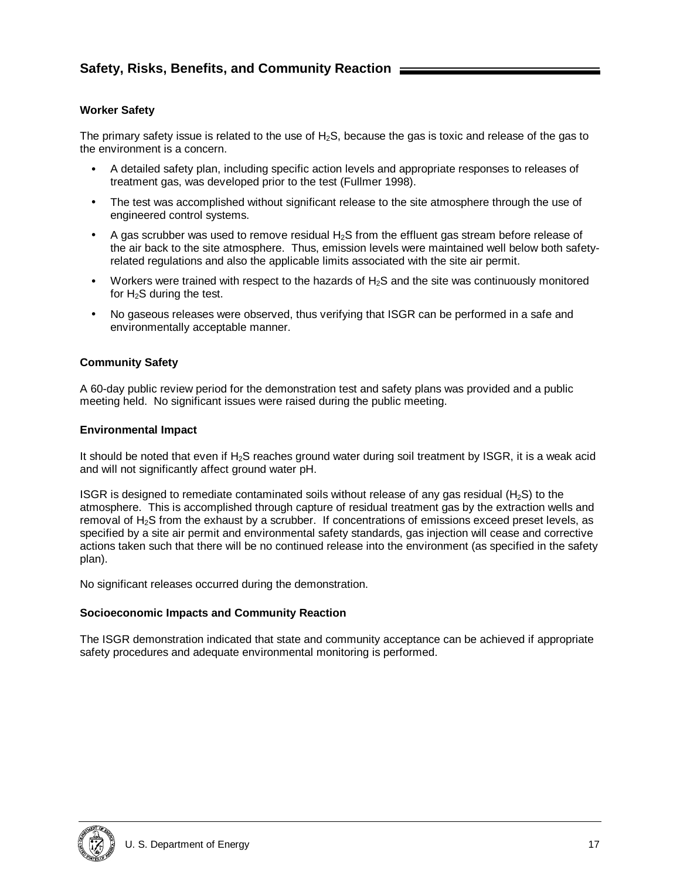## Safety, Risks, Benefits, and Community Reaction

### Worker Safety

The primary safety issue is related to the use of $H_2S$, because the gas is toxic and release of the gas to the environment is a concern.

- A detailed safety plan, including specific action levels and appropriate responses to releases of treatment gas, was developed prior to the test (Fullmer 1998).
- The test was accomplished without significant release to the site atmosphere through the use of engineered control systems.
- A gas scrubber was used to remove residual $H_2S$ from the effluent gas stream before release of the air back to the site atmosphere. Thus, emission levels were maintained well below both safety-related regulations and also the applicable limits associated with the site air permit.
- Workers were trained with respect to the hazards of $H_2S$ and the site was continuously monitored for $H_2S$ during the test.
- No gaseous releases were observed, thus verifying that ISGR can be performed in a safe and environmentally acceptable manner.

### Community Safety

A 60-day public review period for the demonstration test and safety plans was provided and a public meeting held. No significant issues were raised during the public meeting.

### Environmental Impact

It should be noted that even if $H_2S$ reaches ground water during soil treatment by ISGR, it is a weak acid and will not significantly affect ground water pH.

ISGR is designed to remediate contaminated soils without release of any gas residual ($H_2S$) to the atmosphere. This is accomplished through capture of residual treatment gas by the extraction wells and removal of $H_2S$ from the exhaust by a scrubber. If concentrations of emissions exceed preset levels, as specified by a site air permit and environmental safety standards, gas injection will cease and corrective actions taken such that there will be no continued release into the environment (as specified in the safety plan).

No significant releases occurred during the demonstration.

### Socioeconomic Impacts and Community Reaction

The ISGR demonstration indicated that state and community acceptance can be achieved if appropriate safety procedures and adequate environmental monitoring is performed.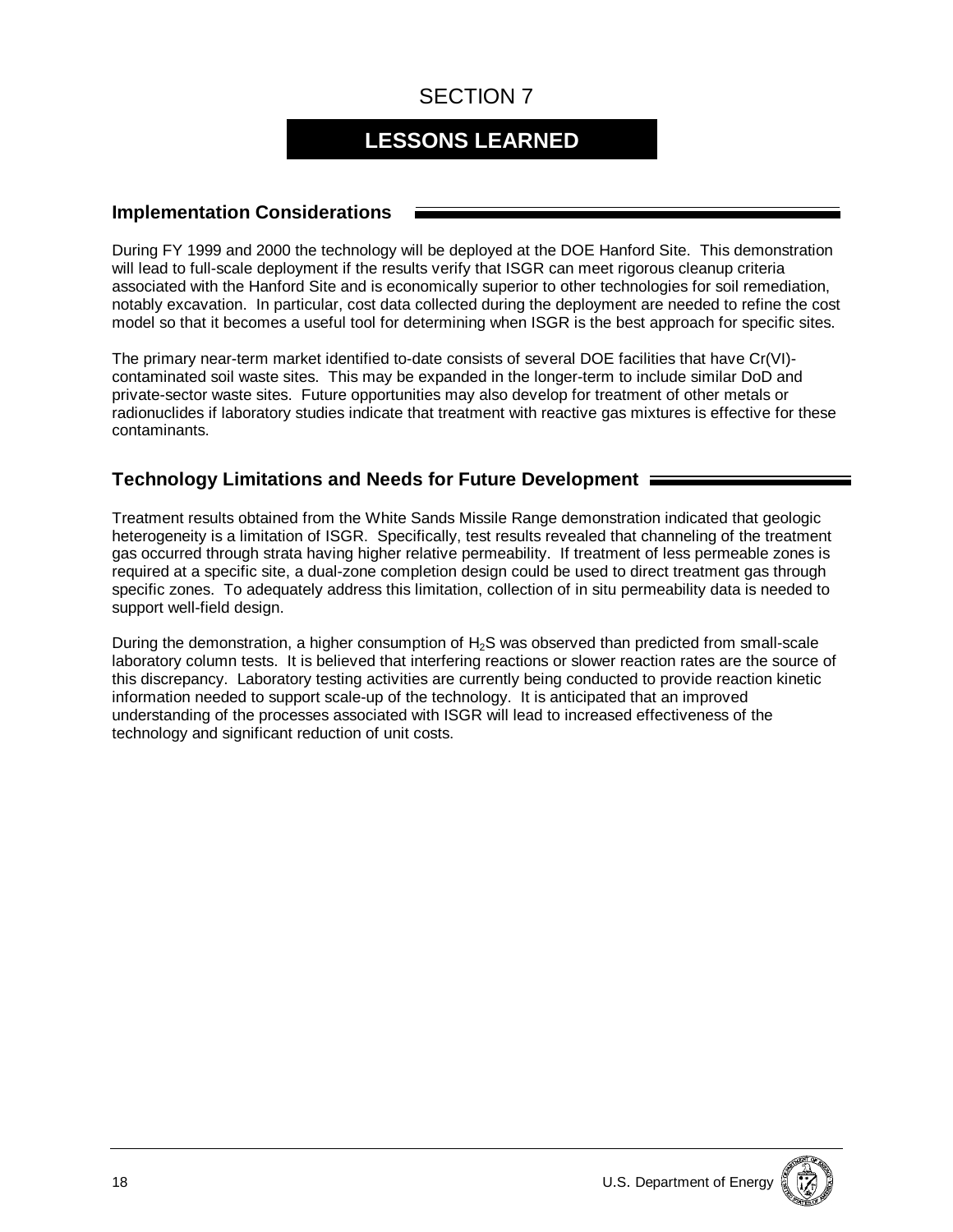# SECTION 7

# LESSONS LEARNED

## Implementation Considerations

During FY 1999 and 2000 the technology will be deployed at the DOE Hanford Site. This demonstration will lead to full-scale deployment if the results verify that ISGR can meet rigorous cleanup criteria associated with the Hanford Site and is economically superior to other technologies for soil remediation, notably excavation. In particular, cost data collected during the deployment are needed to refine the cost model so that it becomes a useful tool for determining when ISGR is the best approach for specific sites.

The primary near-term market identified to-date consists of several DOE facilities that have Cr(VI)-contaminated soil waste sites. This may be expanded in the longer-term to include similar DoD and private-sector waste sites. Future opportunities may also develop for treatment of other metals or radionuclides if laboratory studies indicate that treatment with reactive gas mixtures is effective for these contaminants.

## Technology Limitations and Needs for Future Development

Treatment results obtained from the White Sands Missile Range demonstration indicated that geologic heterogeneity is a limitation of ISGR. Specifically, test results revealed that channeling of the treatment gas occurred through strata having higher relative permeability. If treatment of less permeable zones is required at a specific site, a dual-zone completion design could be used to direct treatment gas through specific zones. To adequately address this limitation, collection of in situ permeability data is needed to support well-field design.

During the demonstration, a higher consumption of $H_2S$ was observed than predicted from small-scale laboratory column tests. It is believed that interfering reactions or slower reaction rates are the source of this discrepancy. Laboratory testing activities are currently being conducted to provide reaction kinetic information needed to support scale-up of the technology. It is anticipated that an improved understanding of the processes associated with ISGR will lead to increased effectiveness of the technology and significant reduction of unit costs.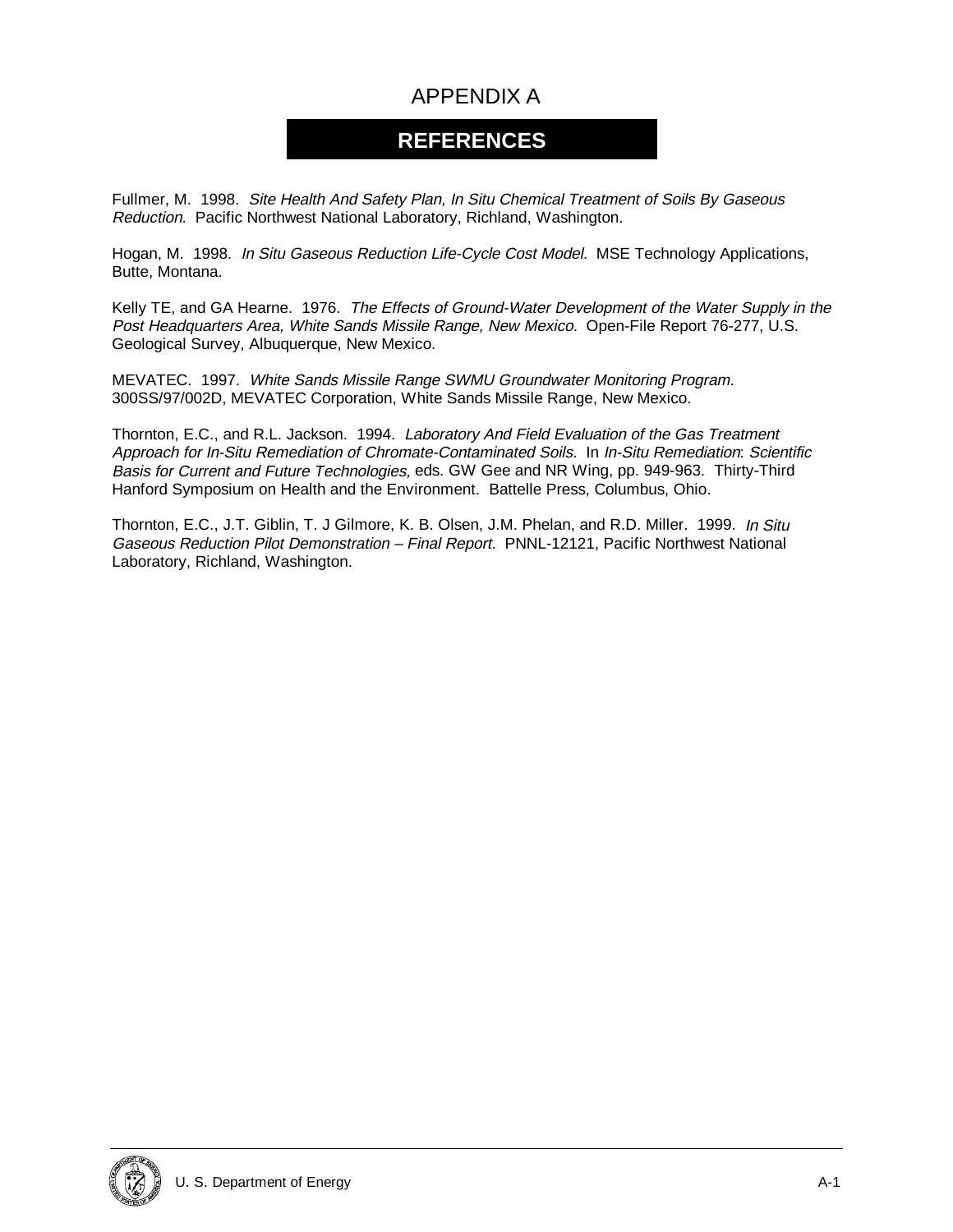# APPENDIX A

## REFERENCES

Fullmer, M. 1998. *Site Health And Safety Plan, In Situ Chemical Treatment of Soils By Gaseous Reduction.* Pacific Northwest National Laboratory, Richland, Washington.

Hogan, M. 1998. *In Situ Gaseous Reduction Life-Cycle Cost Model.* MSE Technology Applications, Butte, Montana.

Kelly TE, and GA Hearne. 1976. *The Effects of Ground-Water Development of the Water Supply in the Post Headquarters Area, White Sands Missile Range, New Mexico.* Open-File Report 76-277, U.S. Geological Survey, Albuquerque, New Mexico.

MEVATEC. 1997. *White Sands Missile Range SWMU Groundwater Monitoring Program*. 300SS/97/002D, MEVATEC Corporation, White Sands Missile Range, New Mexico.

Thornton, E.C., and R.L. Jackson. 1994. *Laboratory And Field Evaluation of the Gas Treatment Approach for In-Situ Remediation of Chromate-Contaminated Soils.* In *In-Situ Remediation*: *Scientific Basis for Current and Future Technologies,* eds. GW Gee and NR Wing, pp. 949-963. Thirty-Third Hanford Symposium on Health and the Environment. Battelle Press, Columbus, Ohio.

Thornton, E.C., J.T. Giblin, T. J Gilmore, K. B. Olsen, J.M. Phelan, and R.D. Miller. 1999. *In Situ Gaseous Reduction Pilot Demonstration – Final Report.* PNNL-12121, Pacific Northwest National Laboratory, Richland, Washington.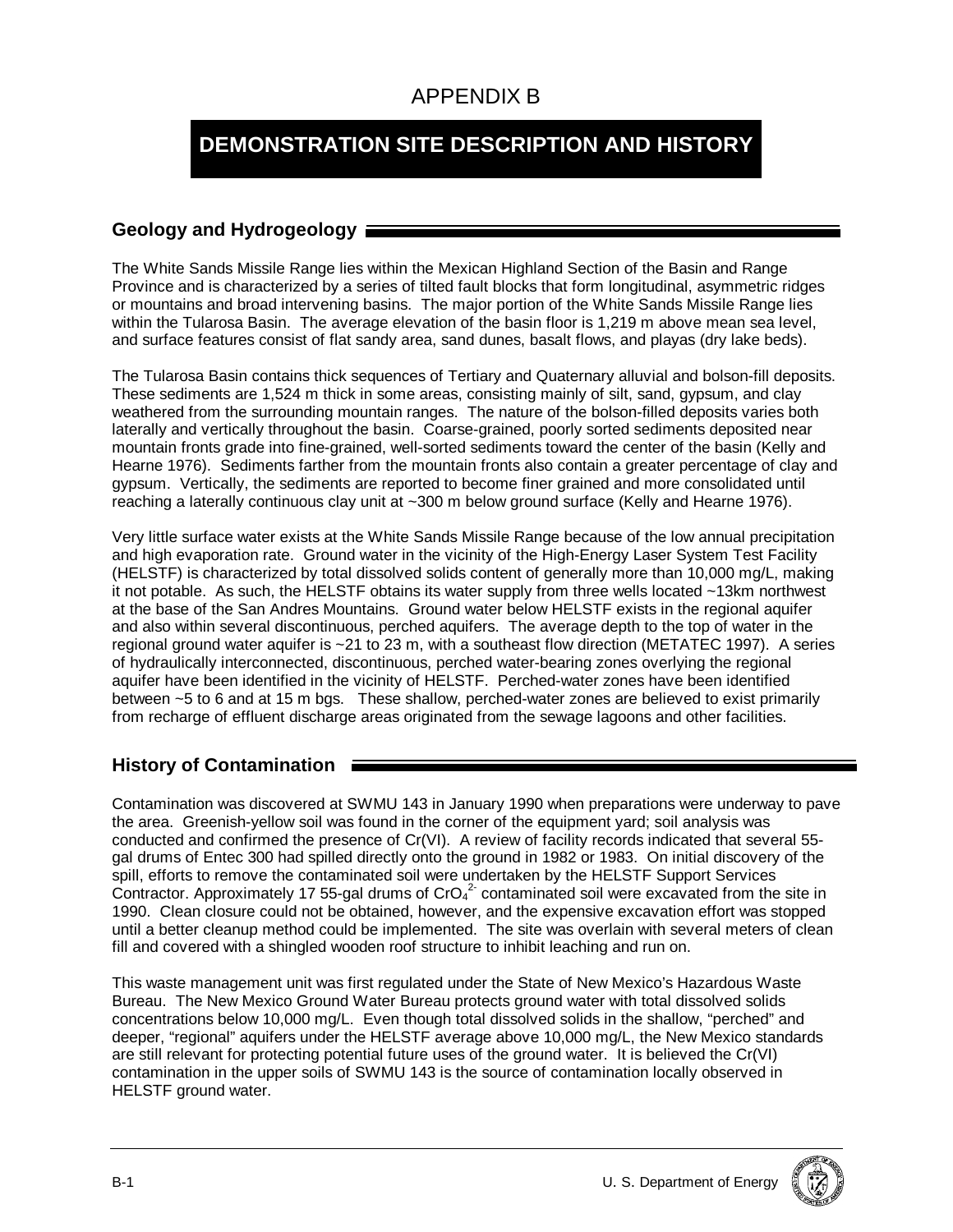# APPENDIX B

## DEMONSTRATION SITE DESCRIPTION AND HISTORY

### Geology and Hydrogeology

The White Sands Missile Range lies within the Mexican Highland Section of the Basin and Range Province and is characterized by a series of tilted fault blocks that form longitudinal, asymmetric ridges or mountains and broad intervening basins. The major portion of the White Sands Missile Range lies within the Tularosa Basin. The average elevation of the basin floor is 1,219 m above mean sea level, and surface features consist of flat sandy area, sand dunes, basalt flows, and playas (dry lake beds).

The Tularosa Basin contains thick sequences of Tertiary and Quaternary alluvial and bolson-fill deposits. These sediments are 1,524 m thick in some areas, consisting mainly of silt, sand, gypsum, and clay weathered from the surrounding mountain ranges. The nature of the bolson-filled deposits varies both laterally and vertically throughout the basin. Coarse-grained, poorly sorted sediments deposited near mountain fronts grade into fine-grained, well-sorted sediments toward the center of the basin (Kelly and Hearne 1976). Sediments farther from the mountain fronts also contain a greater percentage of clay and gypsum. Vertically, the sediments are reported to become finer grained and more consolidated until reaching a laterally continuous clay unit at ~300 m below ground surface (Kelly and Hearne 1976).

Very little surface water exists at the White Sands Missile Range because of the low annual precipitation and high evaporation rate. Ground water in the vicinity of the High-Energy Laser System Test Facility (HELSTF) is characterized by total dissolved solids content of generally more than 10,000 mg/L, making it not potable. As such, the HELSTF obtains its water supply from three wells located ~13km northwest at the base of the San Andres Mountains. Ground water below HELSTF exists in the regional aquifer and also within several discontinuous, perched aquifers. The average depth to the top of water in the regional ground water aquifer is ~21 to 23 m, with a southeast flow direction (METATEC 1997). A series of hydraulically interconnected, discontinuous, perched water-bearing zones overlying the regional aquifer have been identified in the vicinity of HELSTF. Perched-water zones have been identified between ~5 to 6 and at 15 m bgs. These shallow, perched-water zones are believed to exist primarily from recharge of effluent discharge areas originated from the sewage lagoons and other facilities.

### History of Contamination

Contamination was discovered at SWMU 143 in January 1990 when preparations were underway to pave the area. Greenish-yellow soil was found in the corner of the equipment yard; soil analysis was conducted and confirmed the presence of Cr(VI). A review of facility records indicated that several 55-gal drums of Entec 300 had spilled directly onto the ground in 1982 or 1983. On initial discovery of the spill, efforts to remove the contaminated soil were undertaken by the HELSTF Support Services Contractor. Approximately 17 55-gal drums of $CrO_4^{2-}$ contaminated soil were excavated from the site in 1990. Clean closure could not be obtained, however, and the expensive excavation effort was stopped until a better cleanup method could be implemented. The site was overlain with several meters of clean fill and covered with a shingled wooden roof structure to inhibit leaching and run on.

This waste management unit was first regulated under the State of New Mexico's Hazardous Waste Bureau. The New Mexico Ground Water Bureau protects ground water with total dissolved solids concentrations below 10,000 mg/L. Even though total dissolved solids in the shallow, "perched" and deeper, "regional" aquifers under the HELSTF average above 10,000 mg/L, the New Mexico standards are still relevant for protecting potential future uses of the ground water. It is believed the Cr(VI) contamination in the upper soils of SWMU 143 is the source of contamination locally observed in HELSTF ground water.